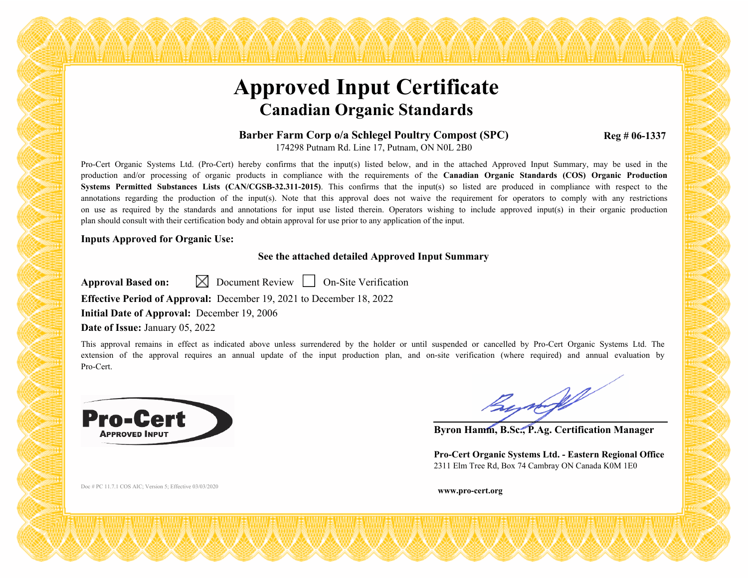# Approved Input Certificate

## Canadian Organic Standards

**Barber Farm Corp o/a Schlegel Poultry Compost (SPC)** **Reg # 06-1337**

174298 Putnam Rd. Line 17, Putnam, ON N0L 2B0

Pro-Cert Organic Systems Ltd. (Pro-Cert) hereby confirms that the input(s) listed below, and in the attached Approved Input Summary, may be used in the production and/or processing of organic products in compliance with the requirements of the **Canadian Organic Standards (COS) Organic Production Systems Permitted Substances Lists (CAN/CGSB-32.311-2015)**. This confirms that the input(s) so listed are produced in compliance with respect to the annotations regarding the production of the input(s). Note that this approval does not waive the requirement for operators to comply with any restrictions on use as required by the standards and annotations for input use listed therein. Operators wishing to include approved input(s) in their organic production plan should consult with their certification body and obtain approval for use prior to any application of the input.

**Inputs Approved for Organic Use:**

**See the attached detailed Approved Input Summary**

**Approval Based on:** ☒ Document Review ☐ On-Site Verification

**Effective Period of Approval:** December 19, 2021 to December 18, 2022

**Initial Date of Approval:** December 19, 2006

**Date of Issue:** January 05, 2022

This approval remains in effect as indicated above unless surrendered by the holder or until suspended or cancelled by Pro-Cert Organic Systems Ltd. The extension of the approval requires an annual update of the input production plan, and on-site verification (where required) and annual evaluation by Pro-Cert.

**Pro-Cert**
**APPROVED INPUT**

**Byron Hamm, B.Sc., P.Ag. Certification Manager**

**Pro-Cert Organic Systems Ltd. - Eastern Regional Office**
2311 Elm Tree Rd, Box 74 Cambray ON Canada K0M 1E0

**www.pro-cert.org**

Doc # PC 11.7.1 COS AIC; Version 5; Effective 03/03/2020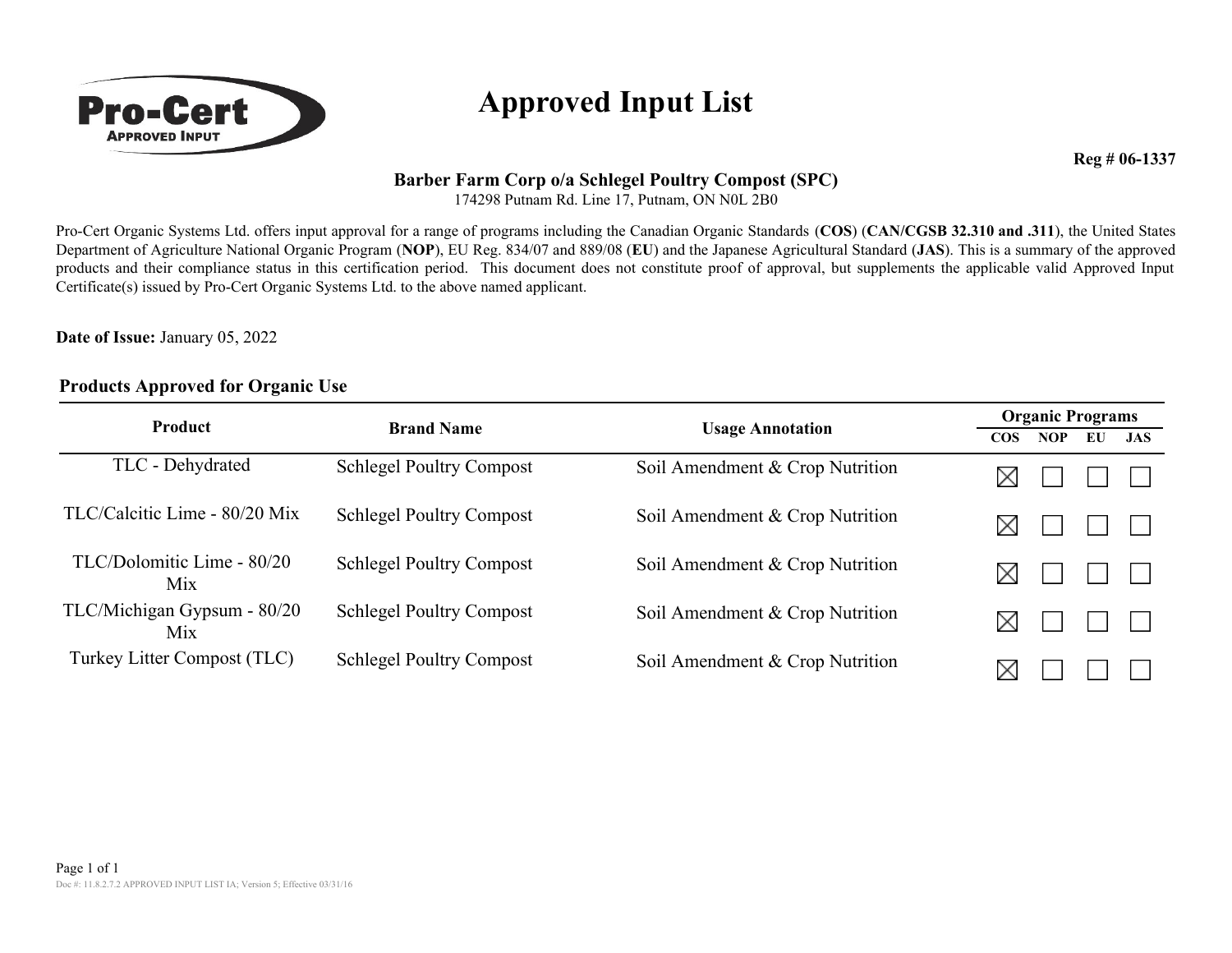Pro-Cert APPROVED INPUT

# Approved Input List

**Reg # 06-1337**

**Barber Farm Corp o/a Schlegel Poultry Compost (SPC)**
174298 Putnam Rd. Line 17, Putnam, ON N0L 2B0

Pro-Cert Organic Systems Ltd. offers input approval for a range of programs including the Canadian Organic Standards (**COS**) (**CAN/CGSB 32.310 and .311**), the United States Department of Agriculture National Organic Program (**NOP**), EU Reg. 834/07 and 889/08 (**EU**) and the Japanese Agricultural Standard (**JAS**). This is a summary of the approved products and their compliance status in this certification period. This document does not constitute proof of approval, but supplements the applicable valid Approved Input Certificate(s) issued by Pro-Cert Organic Systems Ltd. to the above named applicant.

**Date of Issue:** January 05, 2022

## Products Approved for Organic Use

| Product | Brand Name | Usage Annotation | Organic Programs | | | |
|---|---|---|---|---|---|---|
| | | | COS | NOP | EU | JAS |
| TLC - Dehydrated | Schlegel Poultry Compost | Soil Amendment & Crop Nutrition | ☒ | ☐ | ☐ | ☐ |
| TLC/Calcitic Lime - 80/20 Mix | Schlegel Poultry Compost | Soil Amendment & Crop Nutrition | ☒ | ☐ | ☐ | ☐ |
| TLC/Dolomitic Lime - 80/20 Mix | Schlegel Poultry Compost | Soil Amendment & Crop Nutrition | ☒ | ☐ | ☐ | ☐ |
| TLC/Michigan Gypsum - 80/20 Mix | Schlegel Poultry Compost | Soil Amendment & Crop Nutrition | ☒ | ☐ | ☐ | ☐ |
| Turkey Litter Compost (TLC) | Schlegel Poultry Compost | Soil Amendment & Crop Nutrition | ☒ | ☐ | ☐ | ☐ |

Doc #: 11.8.2.7.2 APPROVED INPUT LIST IA; Version 5; Effective 03/31/16